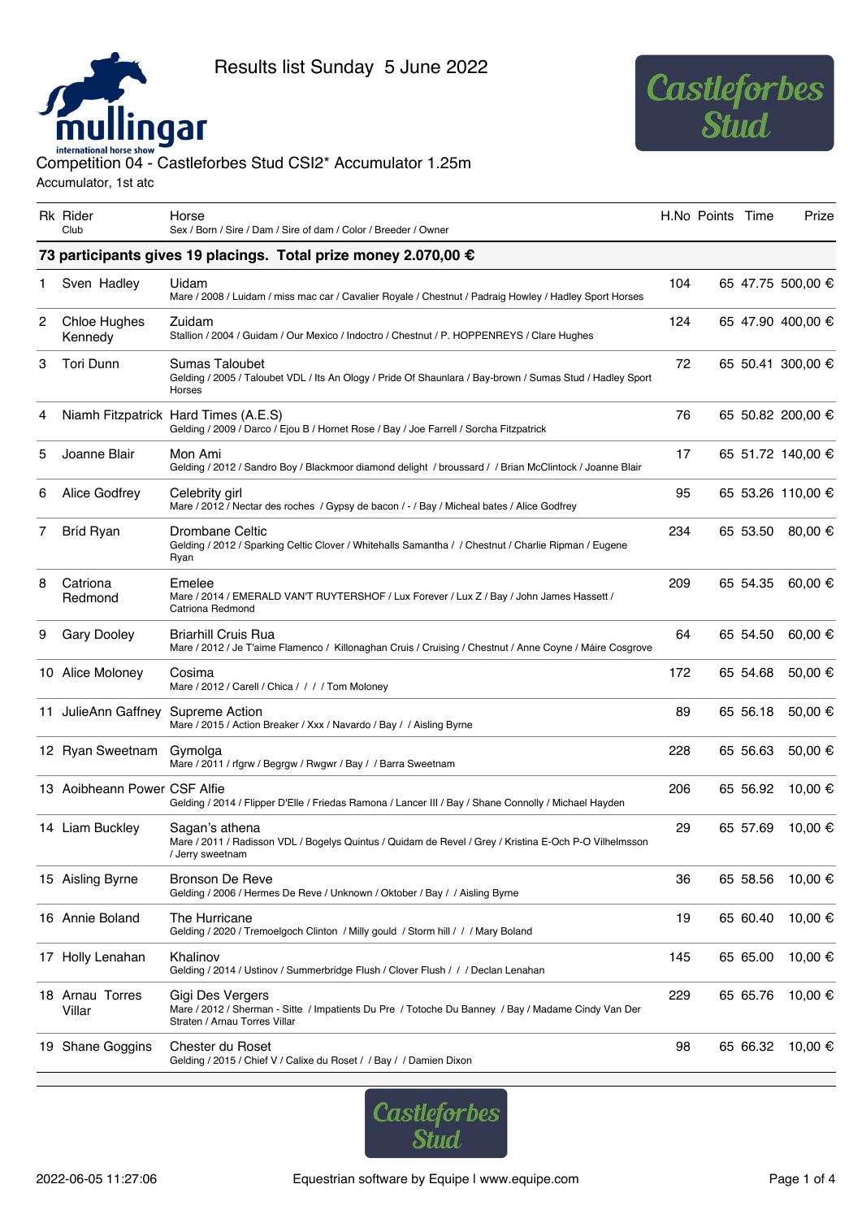# Results list Sunday 5 June 2022

## Competition 04 - Castleforbes Stud CSI2* Accumulator 1.25m

Accumulator, 1st atc

| Rk | Rider<br>Club | Horse<br>Sex / Born / Sire / Dam / Sire of dam / Color / Breeder / Owner | H.No | Points | Time | Prize |
|---|---|---|---|---|---|---|
| **73 participants gives 19 placings. Total prize money 2.070,00 €** | | | | | | |
| 1 | Sven Hadley | Uidam<br>Mare / 2008 / Luidam / miss mac car / Cavalier Royale / Chestnut / Padraig Howley / Hadley Sport Horses | 104 | 65 | 47.75 | 500,00 € |
| 2 | Chloe Hughes Kennedy | Zuidam<br>Stallion / 2004 / Guidam / Our Mexico / Indoctro / Chestnut / P. HOPPENREYS / Clare Hughes | 124 | 65 | 47.90 | 400,00 € |
| 3 | Tori Dunn | Sumas Taloubet<br>Gelding / 2005 / Taloubet VDL / Its An Ology / Pride Of Shaunlara / Bay-brown / Sumas Stud / Hadley Sport Horses | 72 | 65 | 50.41 | 300,00 € |
| 4 | Niamh Fitzpatrick | Hard Times (A.E.S)<br>Gelding / 2009 / Darco / Ejou B / Hornet Rose / Bay / Joe Farrell / Sorcha Fitzpatrick | 76 | 65 | 50.82 | 200,00 € |
| 5 | Joanne Blair | Mon Ami<br>Gelding / 2012 / Sandro Boy / Blackmoor diamond delight / broussard / / Brian McClintock / Joanne Blair | 17 | 65 | 51.72 | 140,00 € |
| 6 | Alice Godfrey | Celebrity girl<br>Mare / 2012 / Nectar des roches / Gypsy de bacon / - / Bay / Micheal bates / Alice Godfrey | 95 | 65 | 53.26 | 110,00 € |
| 7 | Bríd Ryan | Drombane Celtic<br>Gelding / 2012 / Sparking Celtic Clover / Whitehalls Samantha / / Chestnut / Charlie Ripman / Eugene Ryan | 234 | 65 | 53.50 | 80,00 € |
| 8 | Catriona Redmond | Emelee<br>Mare / 2014 / EMERALD VAN'T RUYTERSHOF / Lux Forever / Lux Z / Bay / John James Hassett / Catriona Redmond | 209 | 65 | 54.35 | 60,00 € |
| 9 | Gary Dooley | Briarhill Cruis Rua<br>Mare / 2012 / Je T'aime Flamenco / Killonaghan Cruis / Cruising / Chestnut / Anne Coyne / Máire Cosgrove | 64 | 65 | 54.50 | 60,00 € |
| 10 | Alice Moloney | Cosima<br>Mare / 2012 / Carell / Chica / / / / Tom Moloney | 172 | 65 | 54.68 | 50,00 € |
| 11 | JulieAnn Gaffney | Supreme Action<br>Mare / 2015 / Action Breaker / Xxx / Navardo / Bay / / Aisling Byrne | 89 | 65 | 56.18 | 50,00 € |
| 12 | Ryan Sweetnam | Gymolga<br>Mare / 2011 / rfgrw / Begrgw / Rwgwr / Bay / / Barra Sweetnam | 228 | 65 | 56.63 | 50,00 € |
| 13 | Aoibheann Power | CSF Alfie<br>Gelding / 2014 / Flipper D'Elle / Friedas Ramona / Lancer III / Bay / Shane Connolly / Michael Hayden | 206 | 65 | 56.92 | 10,00 € |
| 14 | Liam Buckley | Sagan's athena<br>Mare / 2011 / Radisson VDL / Bogelys Quintus / Quidam de Revel / Grey / Kristina E-Och P-O Vilhelmsson / Jerry sweetnam | 29 | 65 | 57.69 | 10,00 € |
| 15 | Aisling Byrne | Bronson De Reve<br>Gelding / 2006 / Hermes De Reve / Unknown / Oktober / Bay / / Aisling Byrne | 36 | 65 | 58.56 | 10,00 € |
| 16 | Annie Boland | The Hurricane<br>Gelding / 2020 / Tremoelgoch Clinton / Milly gould / Storm hill / / / Mary Boland | 19 | 65 | 60.40 | 10,00 € |
| 17 | Holly Lenahan | Khalinov<br>Gelding / 2014 / Ustinov / Summerbridge Flush / Clover Flush / / / Declan Lenahan | 145 | 65 | 65.00 | 10,00 € |
| 18 | Arnau Torres Villar | Gigi Des Vergers<br>Mare / 2012 / Sherman - Sitte / Impatients Du Pre / Totoche Du Banney / Bay / Madame Cindy Van Der Straten / Arnau Torres Villar | 229 | 65 | 65.76 | 10,00 € |
| 19 | Shane Goggins | Chester du Roset<br>Gelding / 2015 / Chief V / Calixe du Roset / / Bay / / Damien Dixon | 98 | 65 | 66.32 | 10,00 € |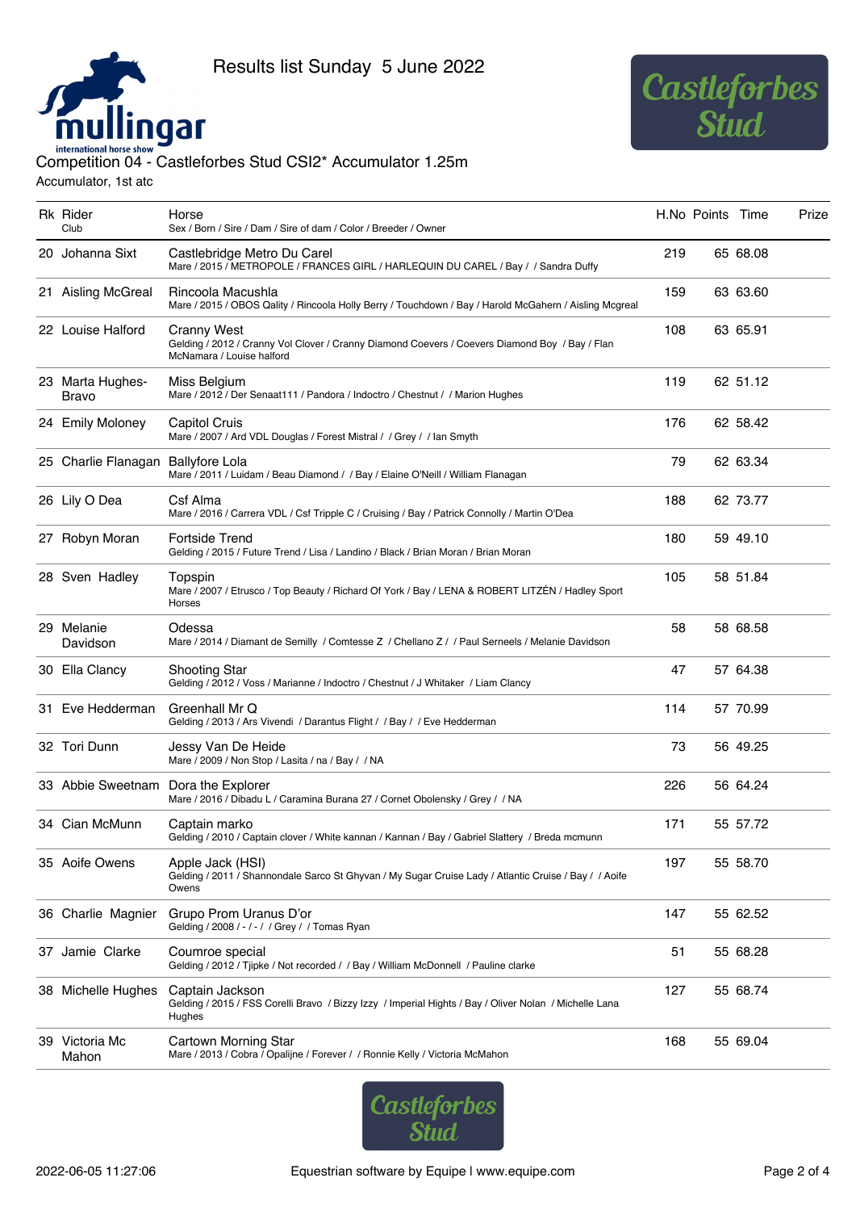Results list Sunday 5 June 2022

## Competition 04 - Castleforbes Stud CSI2* Accumulator 1.25m

Accumulator, 1st atc

| Rk | Rider<br>Club | Horse<br>Sex / Born / Sire / Dam / Sire of dam / Color / Breeder / Owner | H.No | Points | Time | Prize |
|---|---|---|---|---|---|---|
| 20 | Johanna Sixt | Castlebridge Metro Du Carel<br>Mare / 2015 / METROPOLE / FRANCES GIRL / HARLEQUIN DU CAREL / Bay / / Sandra Duffy | 219 | 65 | 68.08 | |
| 21 | Aisling McGreal | Rincoola Macushla<br>Mare / 2015 / OBOS Qality / Rincoola Holly Berry / Touchdown / Bay / Harold McGahern / Aisling Mcgreal | 159 | 63 | 63.60 | |
| 22 | Louise Halford | Cranny West<br>Gelding / 2012 / Cranny Vol Clover / Cranny Diamond Coevers / Coevers Diamond Boy / Bay / Flan McNamara / Louise halford | 108 | 63 | 65.91 | |
| 23 | Marta Hughes-Bravo | Miss Belgium<br>Mare / 2012 / Der Senaat111 / Pandora / Indoctro / Chestnut / / Marion Hughes | 119 | 62 | 51.12 | |
| 24 | Emily Moloney | Capitol Cruis<br>Mare / 2007 / Ard VDL Douglas / Forest Mistral / / Grey / / Ian Smyth | 176 | 62 | 58.42 | |
| 25 | Charlie Flanagan | Ballyfore Lola<br>Mare / 2011 / Luidam / Beau Diamond / / Bay / Elaine O'Neill / William Flanagan | 79 | 62 | 63.34 | |
| 26 | Lily O Dea | Csf Alma<br>Mare / 2016 / Carrera VDL / Csf Tripple C / Cruising / Bay / Patrick Connolly / Martin O'Dea | 188 | 62 | 73.77 | |
| 27 | Robyn Moran | Fortside Trend<br>Gelding / 2015 / Future Trend / Lisa / Landino / Black / Brian Moran / Brian Moran | 180 | 59 | 49.10 | |
| 28 | Sven Hadley | Topspin<br>Mare / 2007 / Etrusco / Top Beauty / Richard Of York / Bay / LENA & ROBERT LITZÉN / Hadley Sport Horses | 105 | 58 | 51.84 | |
| 29 | Melanie Davidson | Odessa<br>Mare / 2014 / Diamant de Semilly / Comtesse Z / Chellano Z / / Paul Serneels / Melanie Davidson | 58 | 58 | 68.58 | |
| 30 | Ella Clancy | Shooting Star<br>Gelding / 2012 / Voss / Marianne / Indoctro / Chestnut / J Whitaker / Liam Clancy | 47 | 57 | 64.38 | |
| 31 | Eve Hedderman | Greenhall Mr Q<br>Gelding / 2013 / Ars Vivendi / Darantus Flight / / Bay / / Eve Hedderman | 114 | 57 | 70.99 | |
| 32 | Tori Dunn | Jessy Van De Heide<br>Mare / 2009 / Non Stop / Lasita / na / Bay / / NA | 73 | 56 | 49.25 | |
| 33 | Abbie Sweetnam | Dora the Explorer<br>Mare / 2016 / Dibadu L / Caramina Burana 27 / Cornet Obolensky / Grey / / NA | 226 | 56 | 64.24 | |
| 34 | Cian McMunn | Captain marko<br>Gelding / 2010 / Captain clover / White kannan / Kannan / Bay / Gabriel Slattery / Breda mcmunn | 171 | 55 | 57.72 | |
| 35 | Aoife Owens | Apple Jack (HSI)<br>Gelding / 2011 / Shannondale Sarco St Ghyvan / My Sugar Cruise Lady / Atlantic Cruise / Bay / / Aoife Owens | 197 | 55 | 58.70 | |
| 36 | Charlie Magnier | Grupo Prom Uranus D'or<br>Gelding / 2008 / - / - / / Grey / / Tomas Ryan | 147 | 55 | 62.52 | |
| 37 | Jamie Clarke | Coumroe special<br>Gelding / 2012 / Tjipke / Not recorded / / Bay / William McDonnell / Pauline clarke | 51 | 55 | 68.28 | |
| 38 | Michelle Hughes | Captain Jackson<br>Gelding / 2015 / FSS Corelli Bravo / Bizzy Izzy / Imperial Hights / Bay / Oliver Nolan / Michelle Lana Hughes | 127 | 55 | 68.74 | |
| 39 | Victoria Mc Mahon | Cartown Morning Star<br>Mare / 2013 / Cobra / Opalijne / Forever / / Ronnie Kelly / Victoria McMahon | 168 | 55 | 69.04 | |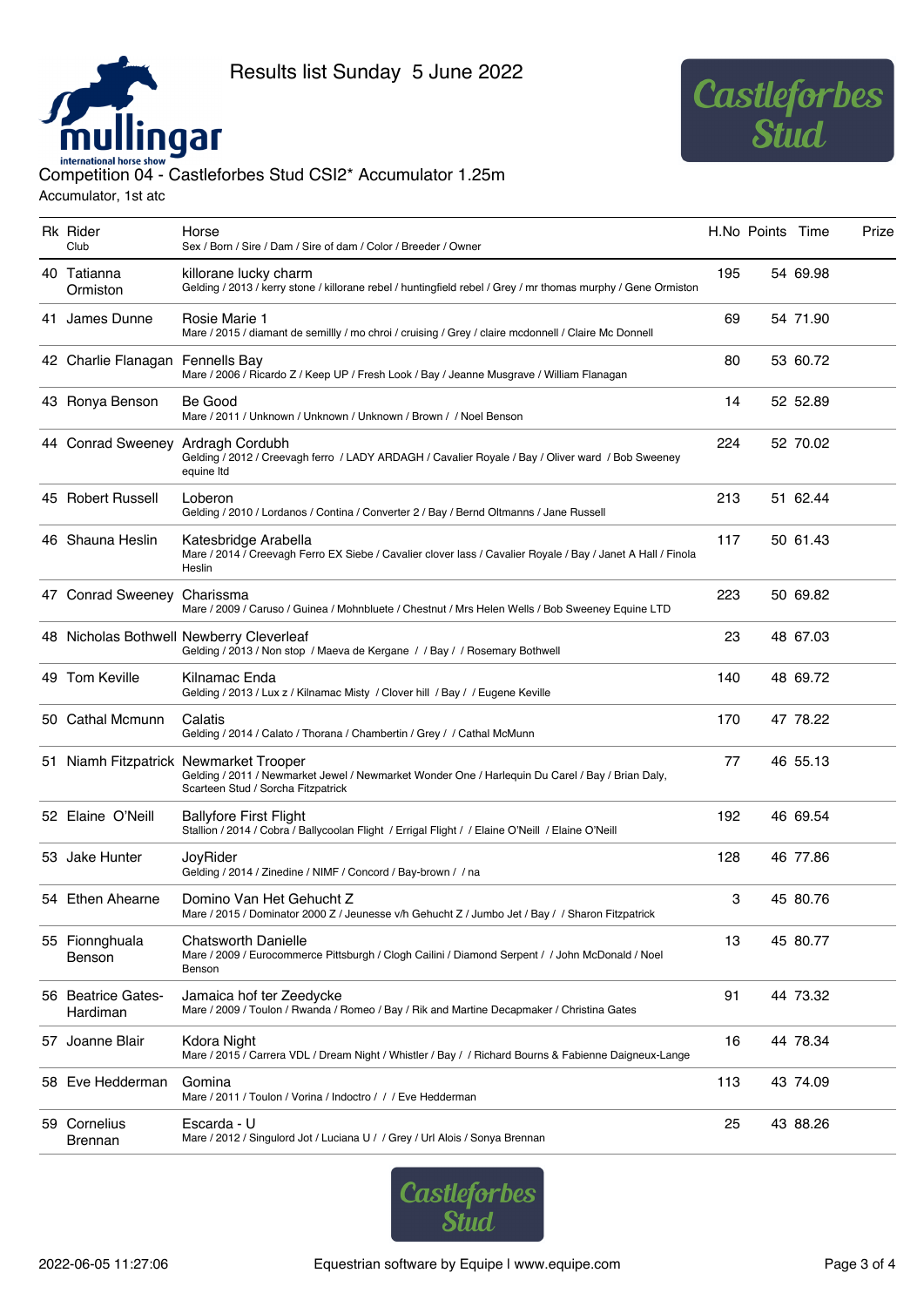Results list Sunday 5 June 2022

## Competition 04 - Castleforbes Stud CSI2* Accumulator 1.25m

Accumulator, 1st atc

| Rk | Rider<br>Club | Horse<br>Sex / Born / Sire / Dam / Sire of dam / Color / Breeder / Owner | H.No | Points | Time | Prize |
|---|---|---|---|---|---|---|
| 40 | Tatianna Ormiston | killorane lucky charm<br>Gelding / 2013 / kerry stone / killorane rebel / huntingfield rebel / Grey / mr thomas murphy / Gene Ormiston | 195 | 54 | 69.98 | |
| 41 | James Dunne | Rosie Marie 1<br>Mare / 2015 / diamant de semillly / mo chroi / cruising / Grey / claire mcdonnell / Claire Mc Donnell | 69 | 54 | 71.90 | |
| 42 | Charlie Flanagan | Fennells Bay<br>Mare / 2006 / Ricardo Z / Keep UP / Fresh Look / Bay / Jeanne Musgrave / William Flanagan | 80 | 53 | 60.72 | |
| 43 | Ronya Benson | Be Good<br>Mare / 2011 / Unknown / Unknown / Unknown / Brown / / Noel Benson | 14 | 52 | 52.89 | |
| 44 | Conrad Sweeney | Ardragh Cordubh<br>Gelding / 2012 / Creevagh ferro / LADY ARDAGH / Cavalier Royale / Bay / Oliver ward / Bob Sweeney equine ltd | 224 | 52 | 70.02 | |
| 45 | Robert Russell | Loberon<br>Gelding / 2010 / Lordanos / Contina / Converter 2 / Bay / Bernd Oltmanns / Jane Russell | 213 | 51 | 62.44 | |
| 46 | Shauna Heslin | Katesbridge Arabella<br>Mare / 2014 / Creevagh Ferro EX Siebe / Cavalier clover lass / Cavalier Royale / Bay / Janet A Hall / Finola Heslin | 117 | 50 | 61.43 | |
| 47 | Conrad Sweeney | Charissma<br>Mare / 2009 / Caruso / Guinea / Mohnbluete / Chestnut / Mrs Helen Wells / Bob Sweeney Equine LTD | 223 | 50 | 69.82 | |
| 48 | Nicholas Bothwell | Newberry Cleverleaf<br>Gelding / 2013 / Non stop / Maeva de Kergane / / Bay / / Rosemary Bothwell | 23 | 48 | 67.03 | |
| 49 | Tom Keville | Kilnamac Enda<br>Gelding / 2013 / Lux z / Kilnamac Misty / Clover hill / Bay / / Eugene Keville | 140 | 48 | 69.72 | |
| 50 | Cathal Mcmunn | Calatis<br>Gelding / 2014 / Calato / Thorana / Chambertin / Grey / / Cathal McMunn | 170 | 47 | 78.22 | |
| 51 | Niamh Fitzpatrick | Newmarket Trooper<br>Gelding / 2011 / Newmarket Jewel / Newmarket Wonder One / Harlequin Du Carel / Bay / Brian Daly, Scarteen Stud / Sorcha Fitzpatrick | 77 | 46 | 55.13 | |
| 52 | Elaine O'Neill | Ballyfore First Flight<br>Stallion / 2014 / Cobra / Ballycoolan Flight / Errigal Flight / / Elaine O'Neill / Elaine O'Neill | 192 | 46 | 69.54 | |
| 53 | Jake Hunter | JoyRider<br>Gelding / 2014 / Zinedine / NIMF / Concord / Bay-brown / / na | 128 | 46 | 77.86 | |
| 54 | Ethen Ahearne | Domino Van Het Gehucht Z<br>Mare / 2015 / Dominator 2000 Z / Jeunesse v/h Gehucht Z / Jumbo Jet / Bay / / Sharon Fitzpatrick | 3 | 45 | 80.76 | |
| 55 | Fionnghuala Benson | Chatsworth Danielle<br>Mare / 2009 / Eurocommerce Pittsburgh / Clogh Cailini / Diamond Serpent / / John McDonald / Noel Benson | 13 | 45 | 80.77 | |
| 56 | Beatrice Gates-Hardiman | Jamaica hof ter Zeedycke<br>Mare / 2009 / Toulon / Rwanda / Romeo / Bay / Rik and Martine Decapmaker / Christina Gates | 91 | 44 | 73.32 | |
| 57 | Joanne Blair | Kdora Night<br>Mare / 2015 / Carrera VDL / Dream Night / Whistler / Bay / / Richard Bourns & Fabienne Daigneux-Lange | 16 | 44 | 78.34 | |
| 58 | Eve Hedderman | Gomina<br>Mare / 2011 / Toulon / Vorina / Indoctro / / / Eve Hedderman | 113 | 43 | 74.09 | |
| 59 | Cornelius Brennan | Escarda - U<br>Mare / 2012 / Singulord Jot / Luciana U / / Grey / Url Alois / Sonya Brennan | 25 | 43 | 88.26 | |

2022-06-05 11:27:06 Equestrian software by Equipe | www.equipe.com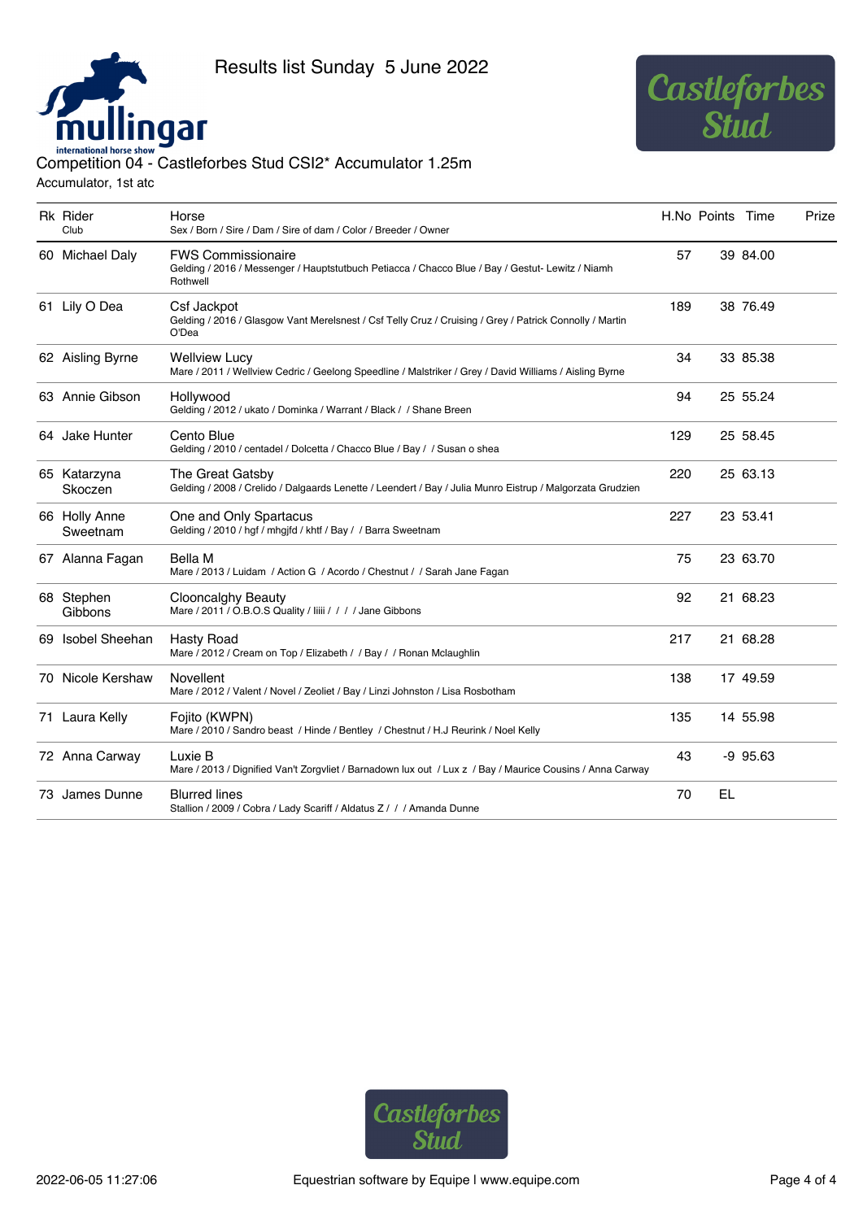Results list Sunday 5 June 2022

## Competition 04 - Castleforbes Stud CSI2* Accumulator 1.25m

Accumulator, 1st atc

| Rk | Rider<br>Club | Horse<br>Sex / Born / Sire / Dam / Sire of dam / Color / Breeder / Owner | H.No | Points | Time | Prize |
|---|---|---|---|---|---|---|
| 60 | Michael Daly | FWS Commissionaire<br>Gelding / 2016 / Messenger / Hauptstutbuch Petiacca / Chacco Blue / Bay / Gestut- Lewitz / Niamh Rothwell | 57 | 39 | 84.00 | |
| 61 | Lily O Dea | Csf Jackpot<br>Gelding / 2016 / Glasgow Vant Merelsnest / Csf Telly Cruz / Cruising / Grey / Patrick Connolly / Martin O'Dea | 189 | 38 | 76.49 | |
| 62 | Aisling Byrne | Wellview Lucy<br>Mare / 2011 / Wellview Cedric / Geelong Speedline / Malstriker / Grey / David Williams / Aisling Byrne | 34 | 33 | 85.38 | |
| 63 | Annie Gibson | Hollywood<br>Gelding / 2012 / ukato / Dominka / Warrant / Black / / Shane Breen | 94 | 25 | 55.24 | |
| 64 | Jake Hunter | Cento Blue<br>Gelding / 2010 / centadel / Dolcetta / Chacco Blue / Bay / / Susan o shea | 129 | 25 | 58.45 | |
| 65 | Katarzyna Skoczen | The Great Gatsby<br>Gelding / 2008 / Crelido / Dalgaards Lenette / Leendert / Bay / Julia Munro Eistrup / Malgorzata Grudzien | 220 | 25 | 63.13 | |
| 66 | Holly Anne Sweetnam | One and Only Spartacus<br>Gelding / 2010 / hgf / mhgjfd / khtf / Bay / / Barra Sweetnam | 227 | 23 | 53.41 | |
| 67 | Alanna Fagan | Bella M<br>Mare / 2013 / Luidam / Action G / Acordo / Chestnut / / Sarah Jane Fagan | 75 | 23 | 63.70 | |
| 68 | Stephen Gibbons | Clooncalghy Beauty<br>Mare / 2011 / O.B.O.S Quality / Iiiii / / / / Jane Gibbons | 92 | 21 | 68.23 | |
| 69 | Isobel Sheehan | Hasty Road<br>Mare / 2012 / Cream on Top / Elizabeth / / Bay / / Ronan Mclaughlin | 217 | 21 | 68.28 | |
| 70 | Nicole Kershaw | Novellent<br>Mare / 2012 / Valent / Novel / Zeoliet / Bay / Linzi Johnston / Lisa Rosbotham | 138 | 17 | 49.59 | |
| 71 | Laura Kelly | Fojito (KWPN)<br>Mare / 2010 / Sandro beast / Hinde / Bentley / Chestnut / H.J Reurink / Noel Kelly | 135 | 14 | 55.98 | |
| 72 | Anna Carway | Luxie B<br>Mare / 2013 / Dignified Van't Zorgvliet / Barnadown lux out / Lux z / Bay / Maurice Cousins / Anna Carway | 43 | -9 | 95.63 | |
| 73 | James Dunne | Blurred lines<br>Stallion / 2009 / Cobra / Lady Scariff / Aldatus Z / / / Amanda Dunne | 70 | EL | | |

2022-06-05 11:27:06 Equestrian software by Equipe | www.equipe.com